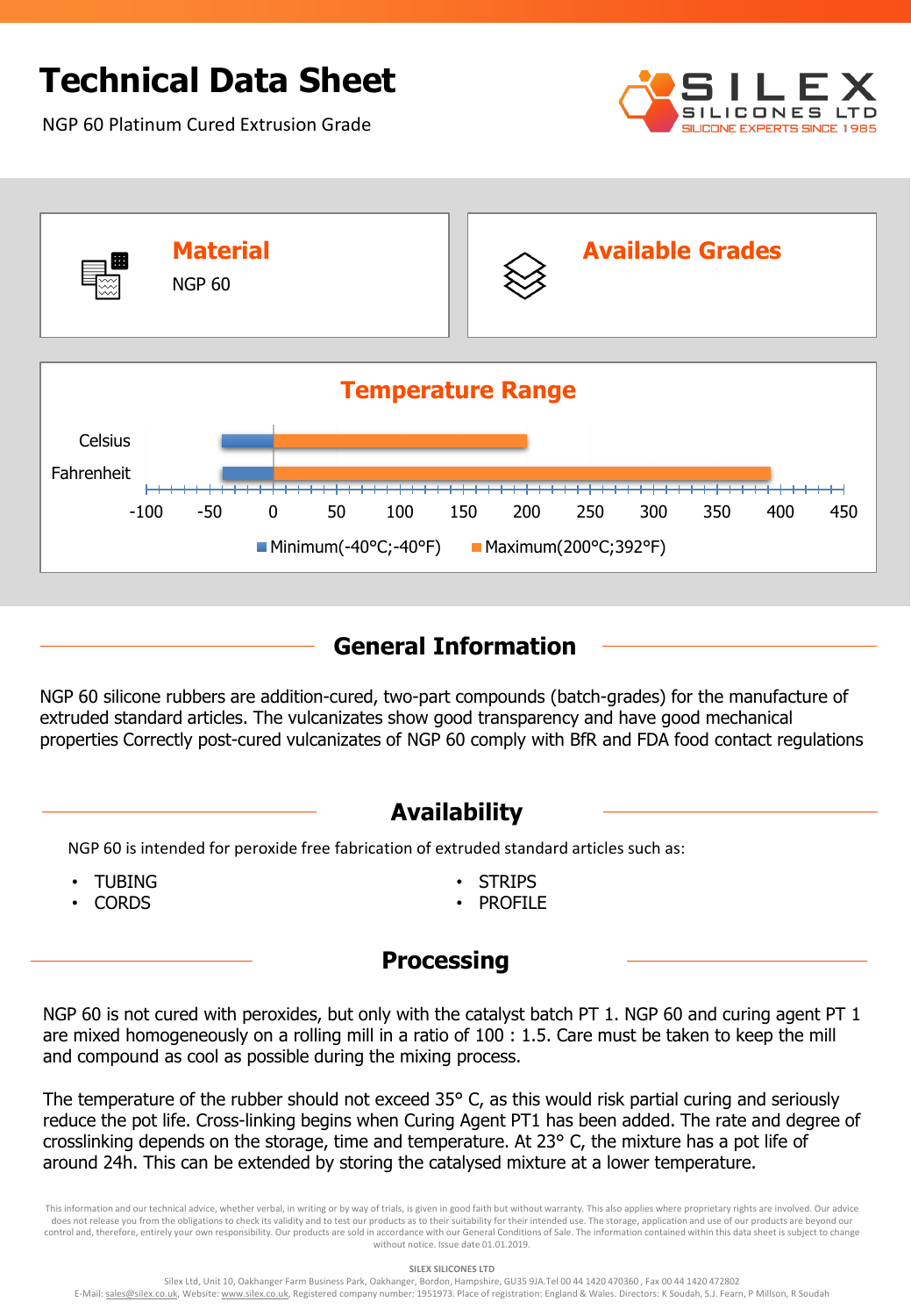# Technical Data Sheet

NGP 60 Platinum Cured Extrusion Grade

SILEX SILICONES LTD
SILICONE EXPERTS SINCE 1985

## Material

NGP 60

## Available Grades

## Temperature Range

Celsius
Fahrenheit

-100 -50 0 50 100 150 200 250 300 350 400 450

Minimum(-40°C;-40°F) Maximum(200°C;392°F)

## General Information

NGP 60 silicone rubbers are addition-cured, two-part compounds (batch-grades) for the manufacture of extruded standard articles. The vulcanizates show good transparency and have good mechanical properties Correctly post-cured vulcanizates of NGP 60 comply with BfR and FDA food contact regulations

## Availability

NGP 60 is intended for peroxide free fabrication of extruded standard articles such as:

- TUBING
- CORDS
- STRIPS
- PROFILE

## Processing

NGP 60 is not cured with peroxides, but only with the catalyst batch PT 1. NGP 60 and curing agent PT 1 are mixed homogeneously on a rolling mill in a ratio of 100 : 1.5. Care must be taken to keep the mill and compound as cool as possible during the mixing process.

The temperature of the rubber should not exceed 35° C, as this would risk partial curing and seriously reduce the pot life. Cross-linking begins when Curing Agent PT1 has been added. The rate and degree of crosslinking depends on the storage, time and temperature. At 23° C, the mixture has a pot life of around 24h. This can be extended by storing the catalysed mixture at a lower temperature.

This information and our technical advice, whether verbal, in writing or by way of trials, is given in good faith but without warranty. This also applies where proprietary rights are involved. Our advice does not release you from the obligations to check its validity and to test our products as to their suitability for their intended use. The storage, application and use of our products are beyond our control and, therefore, entirely your own responsibility. Our products are sold in accordance with our General Conditions of Sale. The information contained within this data sheet is subject to change without notice. Issue date 01.01.2019.

SILEX SILICONES LTD
Silex Ltd, Unit 10, Oakhanger Farm Business Park, Oakhanger, Bordon, Hampshire, GU35 9JA.Tel 00 44 1420 470360 , Fax 00 44 1420 472802
E-Mail: sales@silex.co.uk, Website: www.silex.co.uk, Registered company number: 1951973. Place of registration: England & Wales. Directors: K Soudah, S.J. Fearn, P Millson, R Soudah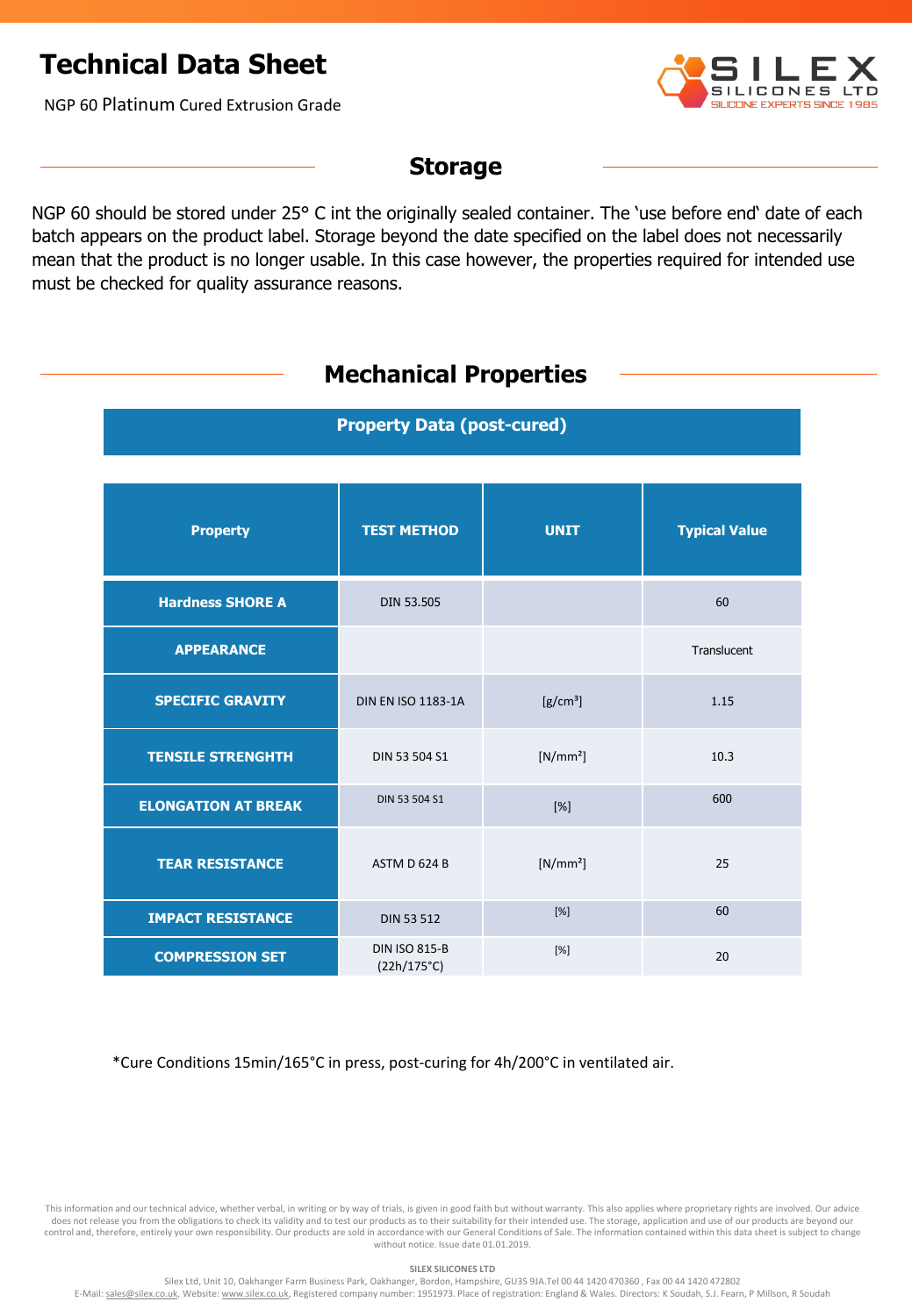# Technical Data Sheet

NGP 60 Platinum Cured Extrusion Grade

## Storage

NGP 60 should be stored under 25° C int the originally sealed container. The 'use before end' date of each batch appears on the product label. Storage beyond the date specified on the label does not necessarily mean that the product is no longer usable. In this case however, the properties required for intended use must be checked for quality assurance reasons.

## Mechanical Properties

**Property Data (post-cured)**

| Property | TEST METHOD | UNIT | Typical Value |
|---|---|---|---|
| **Hardness SHORE A** | DIN 53.505 | | 60 |
| **APPEARANCE** | | | Translucent |
| **SPECIFIC GRAVITY** | DIN EN ISO 1183-1A | [g/cm³] | 1.15 |
| **TENSILE STRENGHTH** | DIN 53 504 S1 | [N/mm²] | 10.3 |
| **ELONGATION AT BREAK** | DIN 53 504 S1 | [%] | 600 |
| **TEAR RESISTANCE** | ASTM D 624 B | [N/mm²] | 25 |
| **IMPACT RESISTANCE** | DIN 53 512 | [%] | 60 |
| **COMPRESSION SET** | DIN ISO 815-B (22h/175°C) | [%] | 20 |

*Cure Conditions 15min/165°C in press, post-curing for 4h/200°C in ventilated air.

This information and our technical advice, whether verbal, in writing or by way of trials, is given in good faith but without warranty. This also applies where proprietary rights are involved. Our advice does not release you from the obligations to check its validity and to test our products as to their suitability for their intended use. The storage, application and use of our products are beyond our control and, therefore, entirely your own responsibility. Our products are sold in accordance with our General Conditions of Sale. The information contained within this data sheet is subject to change without notice. Issue date 01.01.2019.

**SILEX SILICONES LTD**

Silex Ltd, Unit 10, Oakhanger Farm Business Park, Oakhanger, Bordon, Hampshire, GU35 9JA.Tel 00 44 1420 470360 , Fax 00 44 1420 472802
E-Mail: sales@silex.co.uk, Website: www.silex.co.uk, Registered company number: 1951973. Place of registration: England & Wales. Directors: K Soudah, S.J. Fearn, P Millson, R Soudah